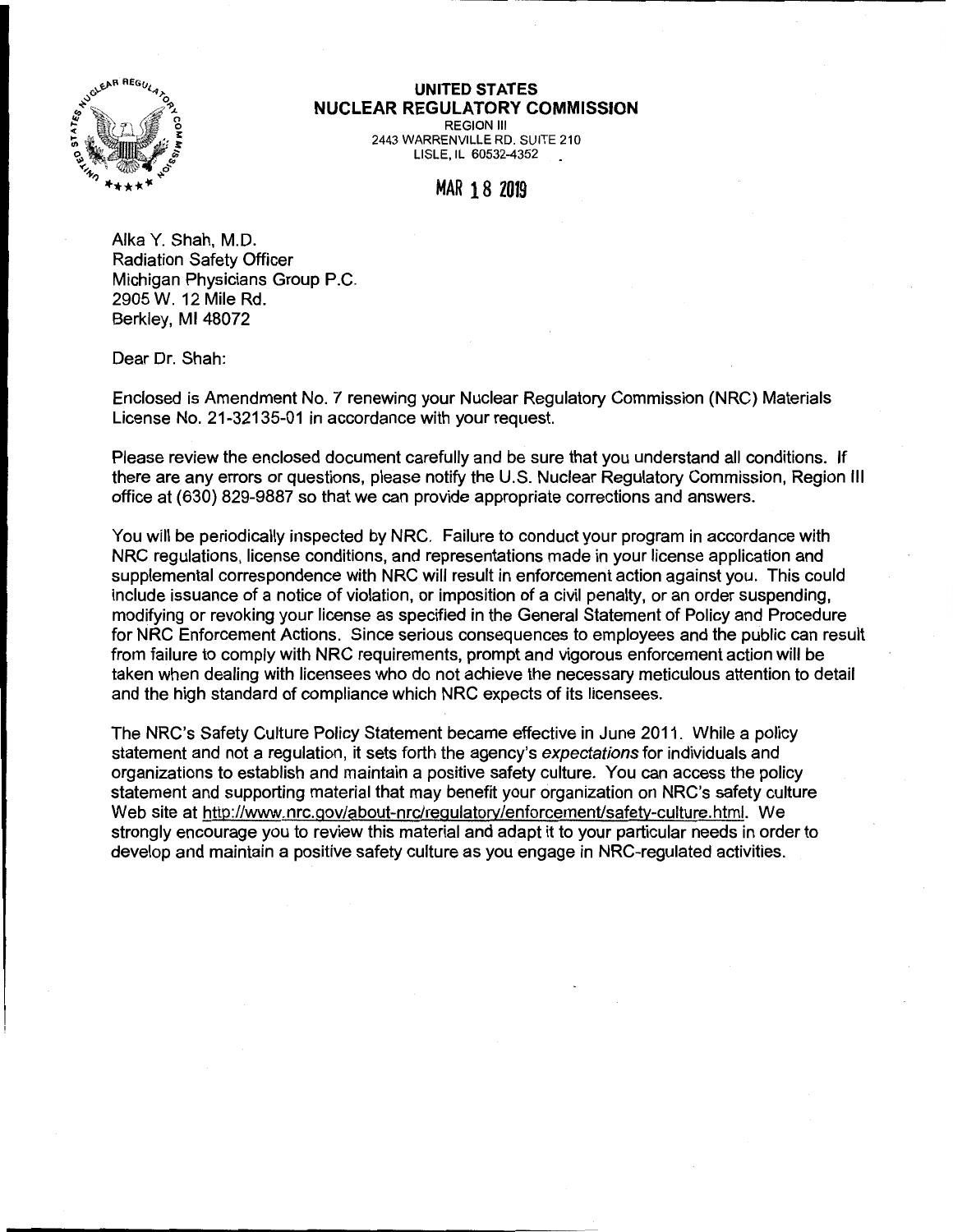**UNITED STATES**
**NUCLEAR REGULATORY COMMISSION**
REGION III
2443 WARRENVILLE RD. SUITE 210
LISLE, IL 60532-4352

MAR 18 2019

Alka Y. Shah, M.D.
Radiation Safety Officer
Michigan Physicians Group P.C.
2905 W. 12 Mile Rd.
Berkley, MI 48072

Dear Dr. Shah:

Enclosed is Amendment No. 7 renewing your Nuclear Regulatory Commission (NRC) Materials License No. 21-32135-01 in accordance with your request.

Please review the enclosed document carefully and be sure that you understand all conditions. If there are any errors or questions, please notify the U.S. Nuclear Regulatory Commission, Region III office at (630) 829-9887 so that we can provide appropriate corrections and answers.

You will be periodically inspected by NRC. Failure to conduct your program in accordance with NRC regulations, license conditions, and representations made in your license application and supplemental correspondence with NRC will result in enforcement action against you. This could include issuance of a notice of violation, or imposition of a civil penalty, or an order suspending, modifying or revoking your license as specified in the General Statement of Policy and Procedure for NRC Enforcement Actions. Since serious consequences to employees and the public can result from failure to comply with NRC requirements, prompt and vigorous enforcement action will be taken when dealing with licensees who do not achieve the necessary meticulous attention to detail and the high standard of compliance which NRC expects of its licensees.

The NRC's Safety Culture Policy Statement became effective in June 2011. While a policy statement and not a regulation, it sets forth the agency's *expectations* for individuals and organizations to establish and maintain a positive safety culture. You can access the policy statement and supporting material that may benefit your organization on NRC's safety culture Web site at http://www.nrc.gov/about-nrc/regulatory/enforcement/safety-culture.html. We strongly encourage you to review this material and adapt it to your particular needs in order to develop and maintain a positive safety culture as you engage in NRC-regulated activities.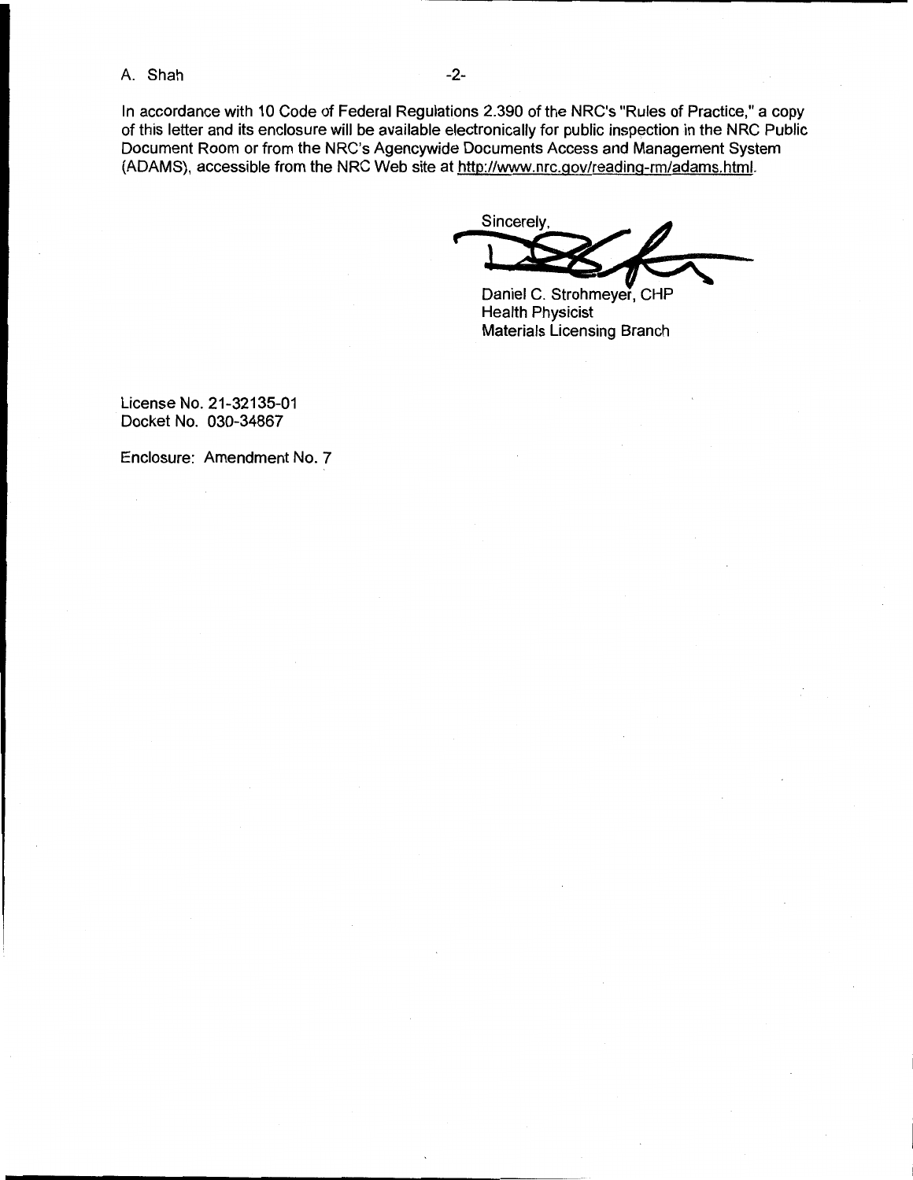In accordance with 10 Code of Federal Regulations 2.390 of the NRC's "Rules of Practice," a copy of this letter and its enclosure will be available electronically for public inspection in the NRC Public Document Room or from the NRC's Agencywide Documents Access and Management System (ADAMS), accessible from the NRC Web site at http://www.nrc.gov/reading-rm/adams.html.

Sincerely,

Daniel C. Strohmeyer, CHP
Health Physicist
Materials Licensing Branch

License No. 21-32135-01
Docket No. 030-34867

Enclosure: Amendment No. 7